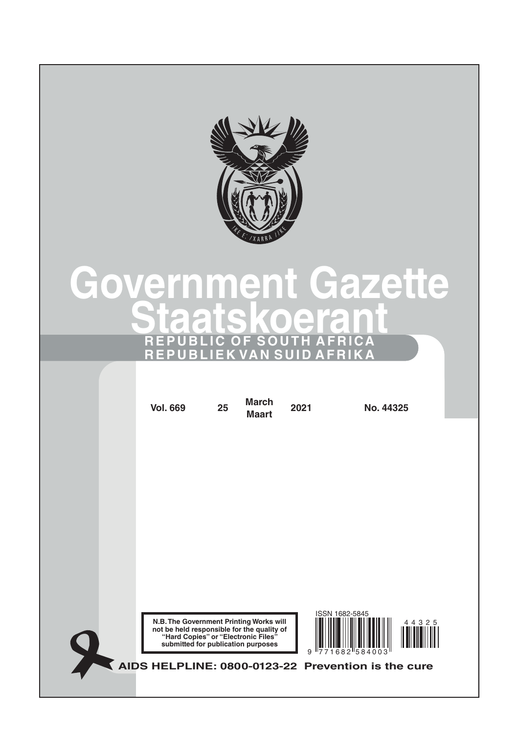# Government Gazette
# Staatskoerant

**REPUBLIC OF SOUTH AFRICA**
**REPUBLIEK VAN SUID AFRIKA**

| Vol. 669 | 25 | March Maart | 2021 | No. 44325 |
|---|---|---|---|---|

**N.B. The Government Printing Works will not be held responsible for the quality of "Hard Copies" or "Electronic Files" submitted for publication purposes**

ISSN 1682-5845

**AIDS HELPLINE: 0800-0123-22 Prevention is the cure**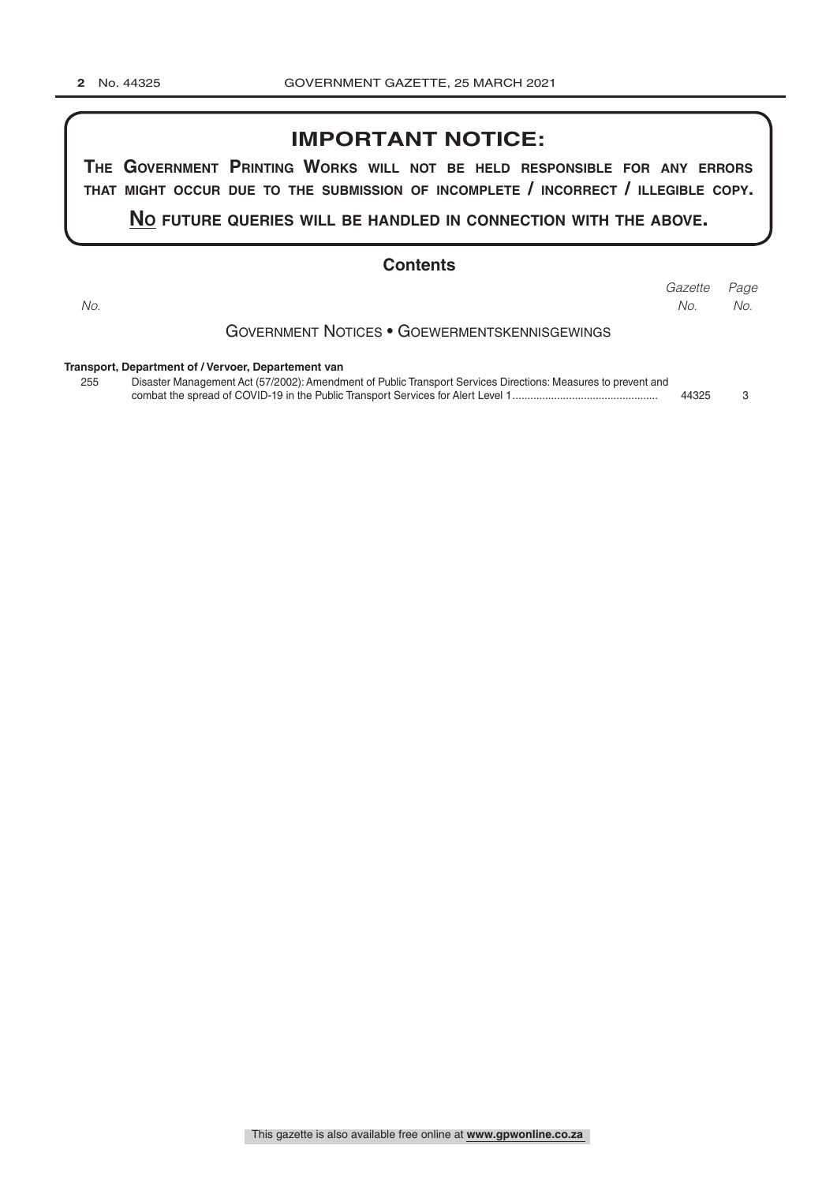## IMPORTANT NOTICE:

**THE GOVERNMENT PRINTING WORKS WILL NOT BE HELD RESPONSIBLE FOR ANY ERRORS THAT MIGHT OCCUR DUE TO THE SUBMISSION OF INCOMPLETE / INCORRECT / ILLEGIBLE COPY.**

**NO FUTURE QUERIES WILL BE HANDLED IN CONNECTION WITH THE ABOVE.**

## Contents

| *No.* | | *Gazette No.* | *Page No.* |
|---|---|---|---|
| | **GOVERNMENT NOTICES • GOEWERMENTSKENNISGEWINGS** | | |
| | **Transport, Department of / Vervoer, Departement van** | | |
| 255 | Disaster Management Act (57/2002): Amendment of Public Transport Services Directions: Measures to prevent and combat the spread of COVID-19 in the Public Transport Services for Alert Level 1 | 44325 | 3 |

This gazette is also available free online at **www.gpwonline.co.za**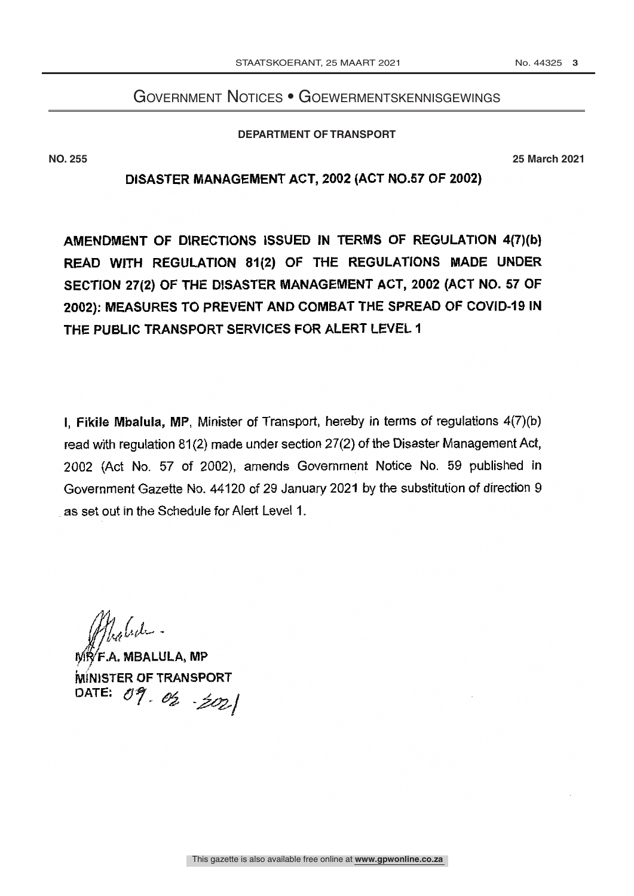# Government Notices • Goewermentskennisgewings

**DEPARTMENT OF TRANSPORT**

**NO. 255** **25 March 2021**

**DISASTER MANAGEMENT ACT, 2002 (ACT NO.57 OF 2002)**

**AMENDMENT OF DIRECTIONS ISSUED IN TERMS OF REGULATION 4(7)(b) READ WITH REGULATION 81(2) OF THE REGULATIONS MADE UNDER SECTION 27(2) OF THE DISASTER MANAGEMENT ACT, 2002 (ACT NO. 57 OF 2002): MEASURES TO PREVENT AND COMBAT THE SPREAD OF COVID-19 IN THE PUBLIC TRANSPORT SERVICES FOR ALERT LEVEL 1**

I, **Fikile Mbalula, MP**, Minister of Transport, hereby in terms of regulations 4(7)(b) read with regulation 81(2) made under section 27(2) of the Disaster Management Act, 2002 (Act No. 57 of 2002), amends Government Notice No. 59 published in Government Gazette No. 44120 of 29 January 2021 by the substitution of direction 9 as set out in the Schedule for Alert Level 1.

**MR F.A. MBALULA, MP**
**MINISTER OF TRANSPORT**
**DATE:** 09. 03. 2021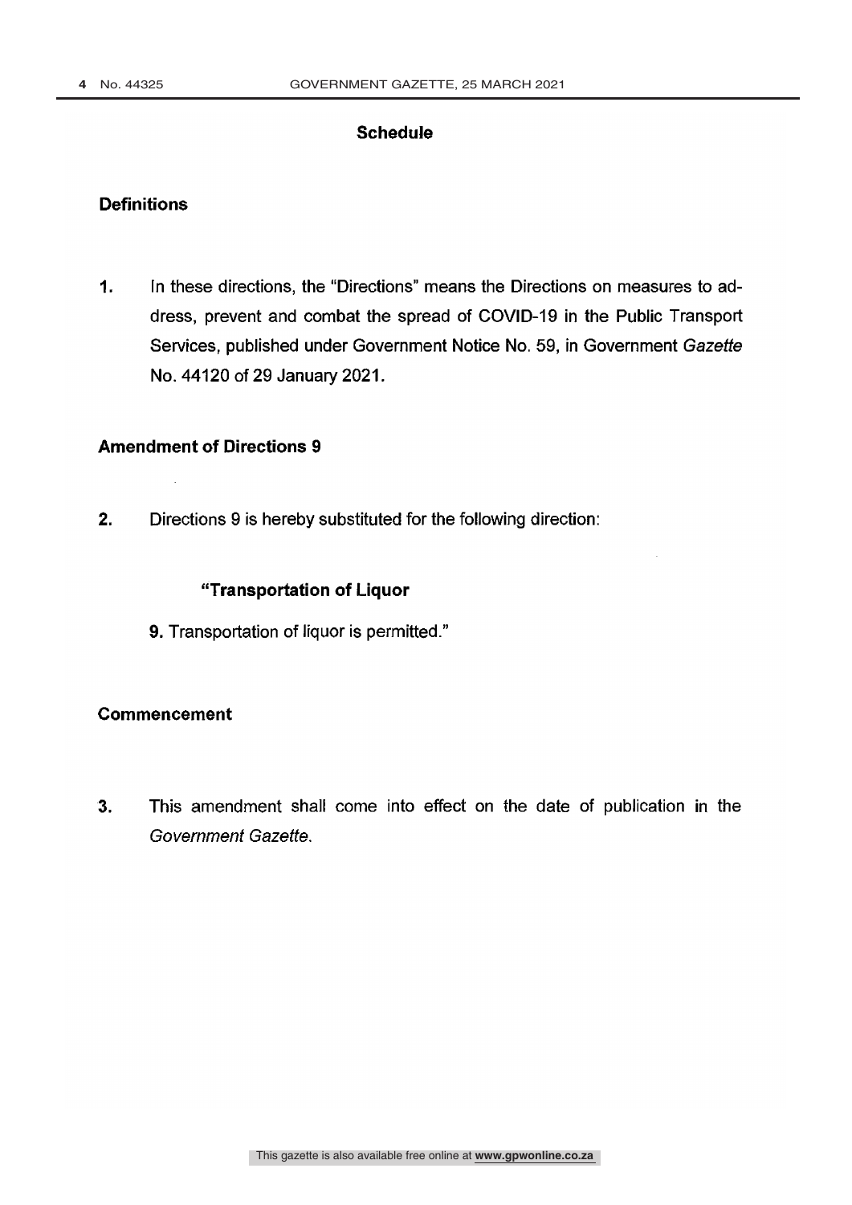## Schedule

### Definitions

**1.** In these directions, the "Directions" means the Directions on measures to address, prevent and combat the spread of COVID-19 in the Public Transport Services, published under Government Notice No. 59, in Government *Gazette* No. 44120 of 29 January 2021.

### Amendment of Directions 9

**2.** Directions 9 is hereby substituted for the following direction:

> **"Transportation of Liquor**
>
> **9.** Transportation of liquor is permitted."

### Commencement

**3.** This amendment shall come into effect on the date of publication in the *Government Gazette*.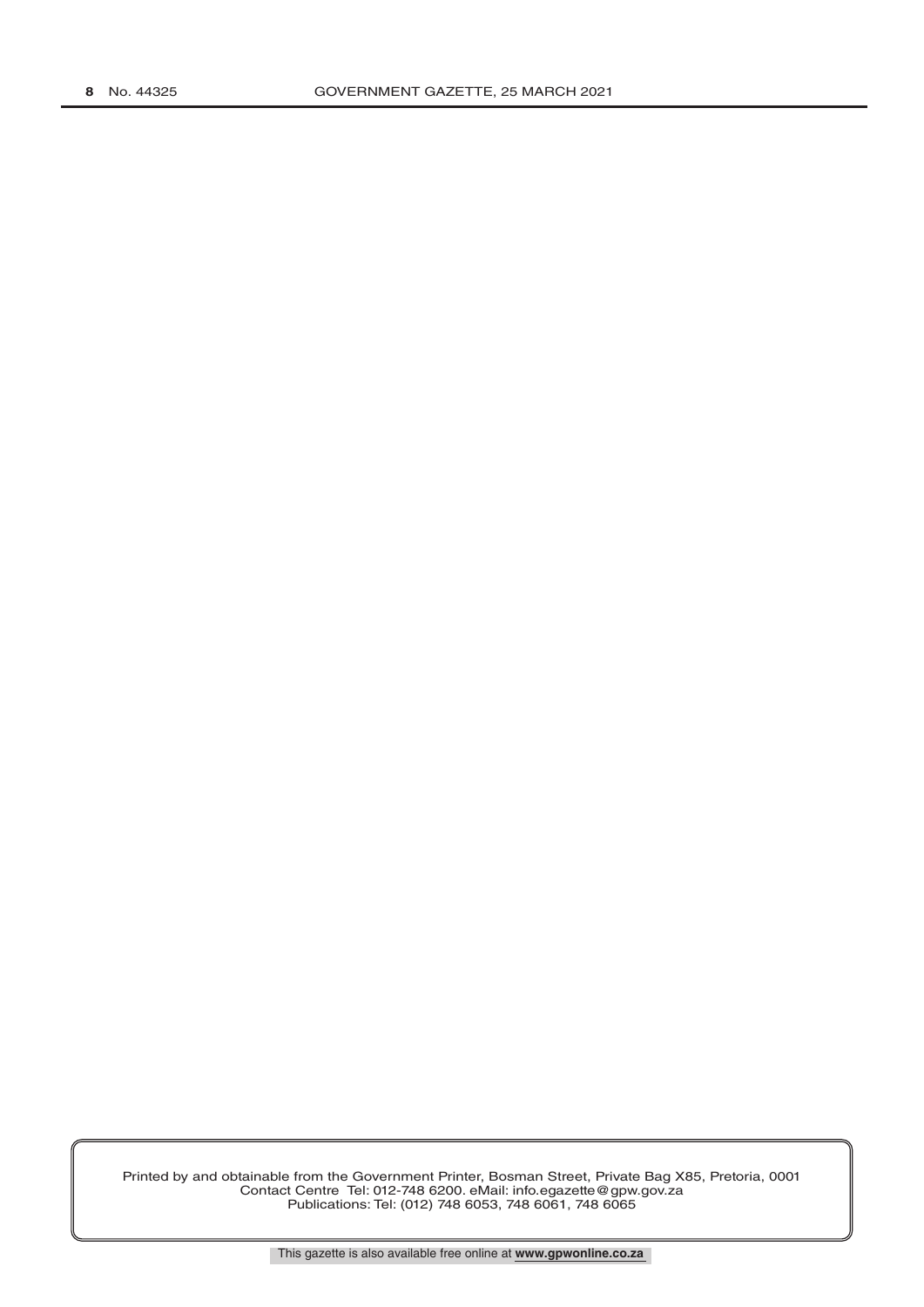Printed by and obtainable from the Government Printer, Bosman Street, Private Bag X85, Pretoria, 0001
Contact Centre Tel: 012-748 6200. eMail: info.egazette@gpw.gov.za
Publications: Tel: (012) 748 6053, 748 6061, 748 6065

This gazette is also available free online at **www.gpwonline.co.za**